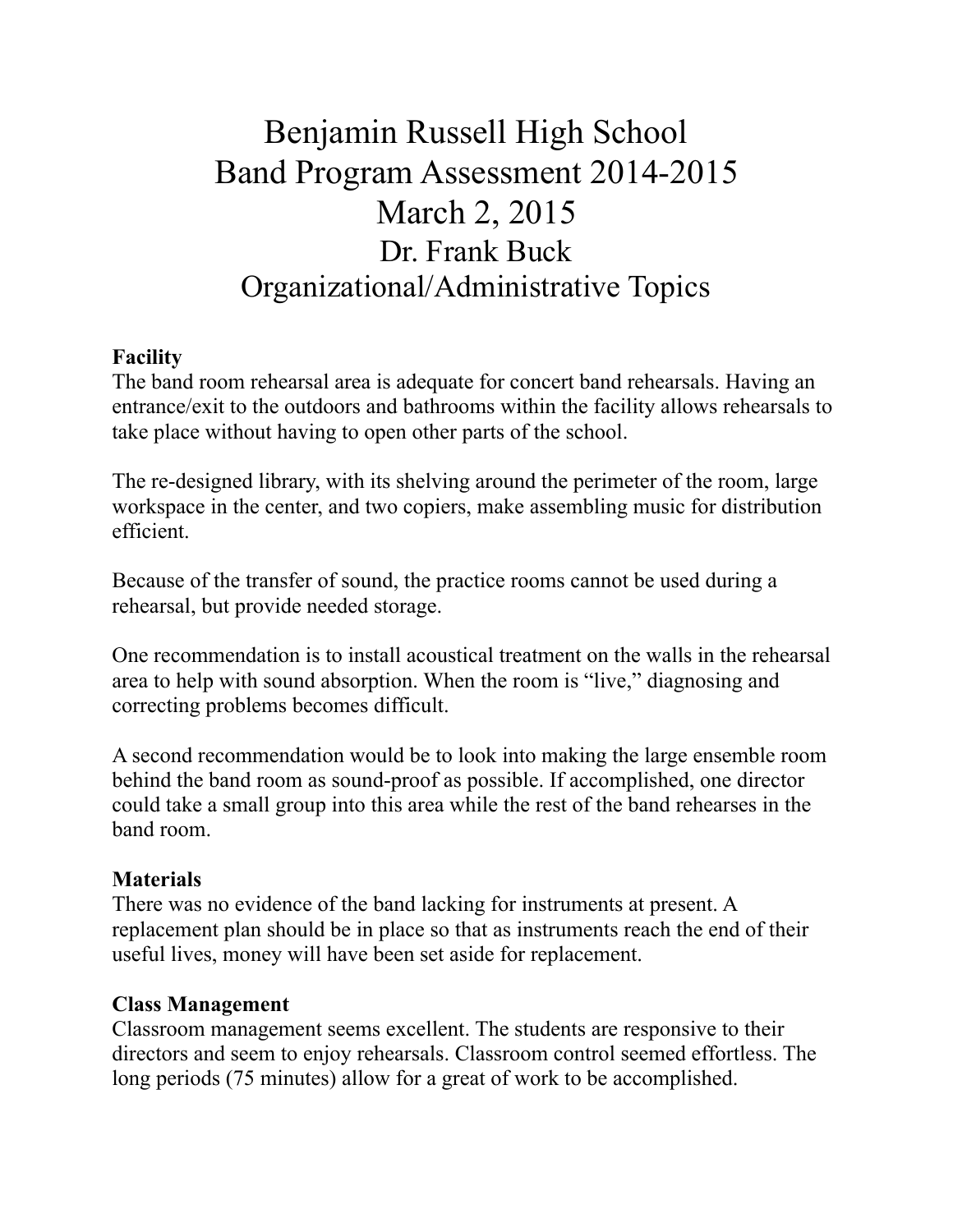# Benjamin Russell High School
# Band Program Assessment 2014-2015
# March 2, 2015
## Dr. Frank Buck
## Organizational/Administrative Topics

**Facility**

The band room rehearsal area is adequate for concert band rehearsals. Having an entrance/exit to the outdoors and bathrooms within the facility allows rehearsals to take place without having to open other parts of the school.

The re-designed library, with its shelving around the perimeter of the room, large workspace in the center, and two copiers, make assembling music for distribution efficient.

Because of the transfer of sound, the practice rooms cannot be used during a rehearsal, but provide needed storage.

One recommendation is to install acoustical treatment on the walls in the rehearsal area to help with sound absorption. When the room is "live," diagnosing and correcting problems becomes difficult.

A second recommendation would be to look into making the large ensemble room behind the band room as sound-proof as possible. If accomplished, one director could take a small group into this area while the rest of the band rehearses in the band room.

**Materials**

There was no evidence of the band lacking for instruments at present. A replacement plan should be in place so that as instruments reach the end of their useful lives, money will have been set aside for replacement.

**Class Management**

Classroom management seems excellent. The students are responsive to their directors and seem to enjoy rehearsals. Classroom control seemed effortless. The long periods (75 minutes) allow for a great of work to be accomplished.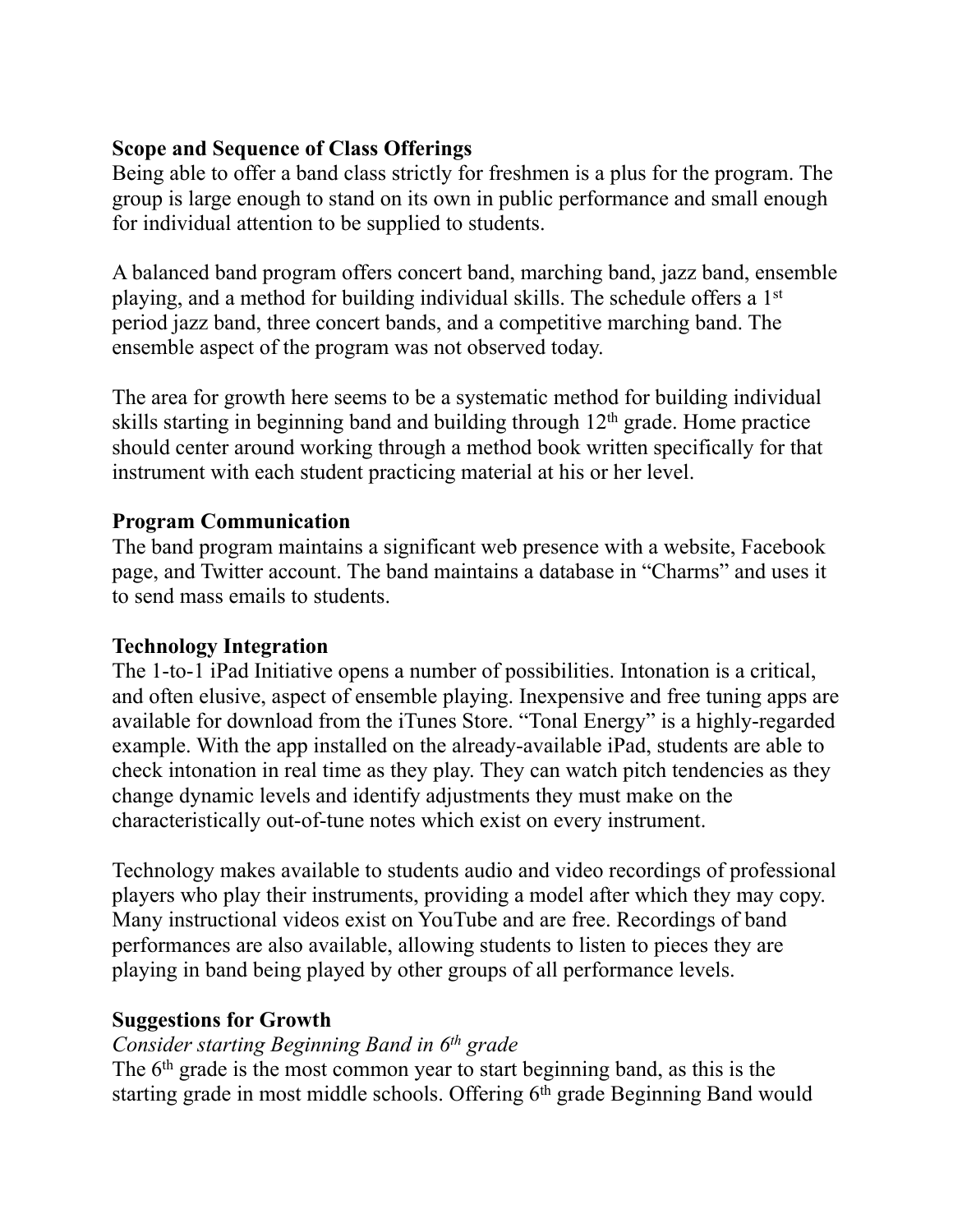**Scope and Sequence of Class Offerings**

Being able to offer a band class strictly for freshmen is a plus for the program. The group is large enough to stand on its own in public performance and small enough for individual attention to be supplied to students.

A balanced band program offers concert band, marching band, jazz band, ensemble playing, and a method for building individual skills. The schedule offers a 1st period jazz band, three concert bands, and a competitive marching band. The ensemble aspect of the program was not observed today.

The area for growth here seems to be a systematic method for building individual skills starting in beginning band and building through 12th grade. Home practice should center around working through a method book written specifically for that instrument with each student practicing material at his or her level.

**Program Communication**

The band program maintains a significant web presence with a website, Facebook page, and Twitter account. The band maintains a database in "Charms" and uses it to send mass emails to students.

**Technology Integration**

The 1-to-1 iPad Initiative opens a number of possibilities. Intonation is a critical, and often elusive, aspect of ensemble playing. Inexpensive and free tuning apps are available for download from the iTunes Store. "Tonal Energy" is a highly-regarded example. With the app installed on the already-available iPad, students are able to check intonation in real time as they play. They can watch pitch tendencies as they change dynamic levels and identify adjustments they must make on the characteristically out-of-tune notes which exist on every instrument.

Technology makes available to students audio and video recordings of professional players who play their instruments, providing a model after which they may copy. Many instructional videos exist on YouTube and are free. Recordings of band performances are also available, allowing students to listen to pieces they are playing in band being played by other groups of all performance levels.

**Suggestions for Growth**

*Consider starting Beginning Band in 6th grade*

The 6th grade is the most common year to start beginning band, as this is the starting grade in most middle schools. Offering 6th grade Beginning Band would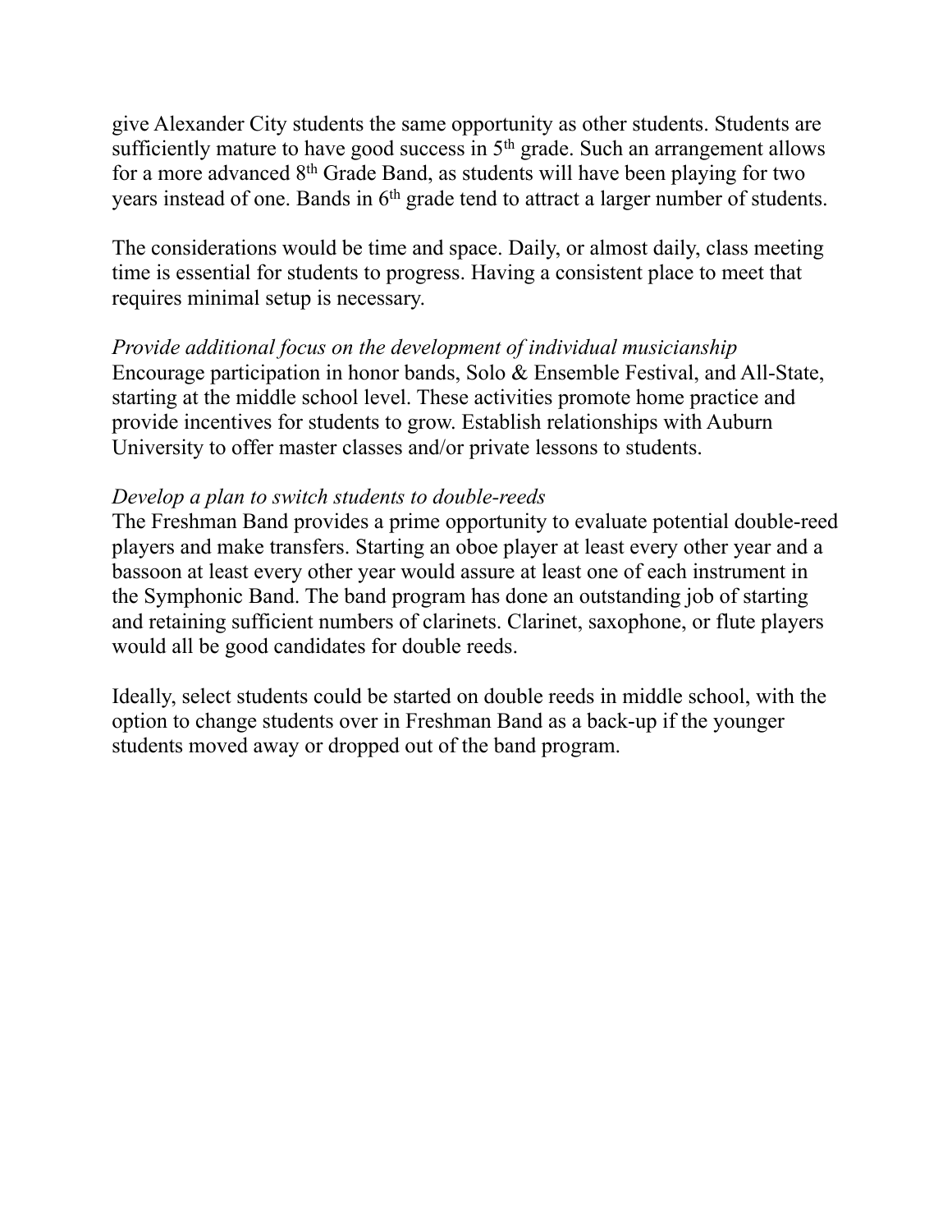give Alexander City students the same opportunity as other students. Students are sufficiently mature to have good success in 5th grade. Such an arrangement allows for a more advanced 8th Grade Band, as students will have been playing for two years instead of one. Bands in 6th grade tend to attract a larger number of students.

The considerations would be time and space. Daily, or almost daily, class meeting time is essential for students to progress. Having a consistent place to meet that requires minimal setup is necessary.

*Provide additional focus on the development of individual musicianship*
Encourage participation in honor bands, Solo & Ensemble Festival, and All-State, starting at the middle school level. These activities promote home practice and provide incentives for students to grow. Establish relationships with Auburn University to offer master classes and/or private lessons to students.

*Develop a plan to switch students to double-reeds*
The Freshman Band provides a prime opportunity to evaluate potential double-reed players and make transfers. Starting an oboe player at least every other year and a bassoon at least every other year would assure at least one of each instrument in the Symphonic Band. The band program has done an outstanding job of starting and retaining sufficient numbers of clarinets. Clarinet, saxophone, or flute players would all be good candidates for double reeds.

Ideally, select students could be started on double reeds in middle school, with the option to change students over in Freshman Band as a back-up if the younger students moved away or dropped out of the band program.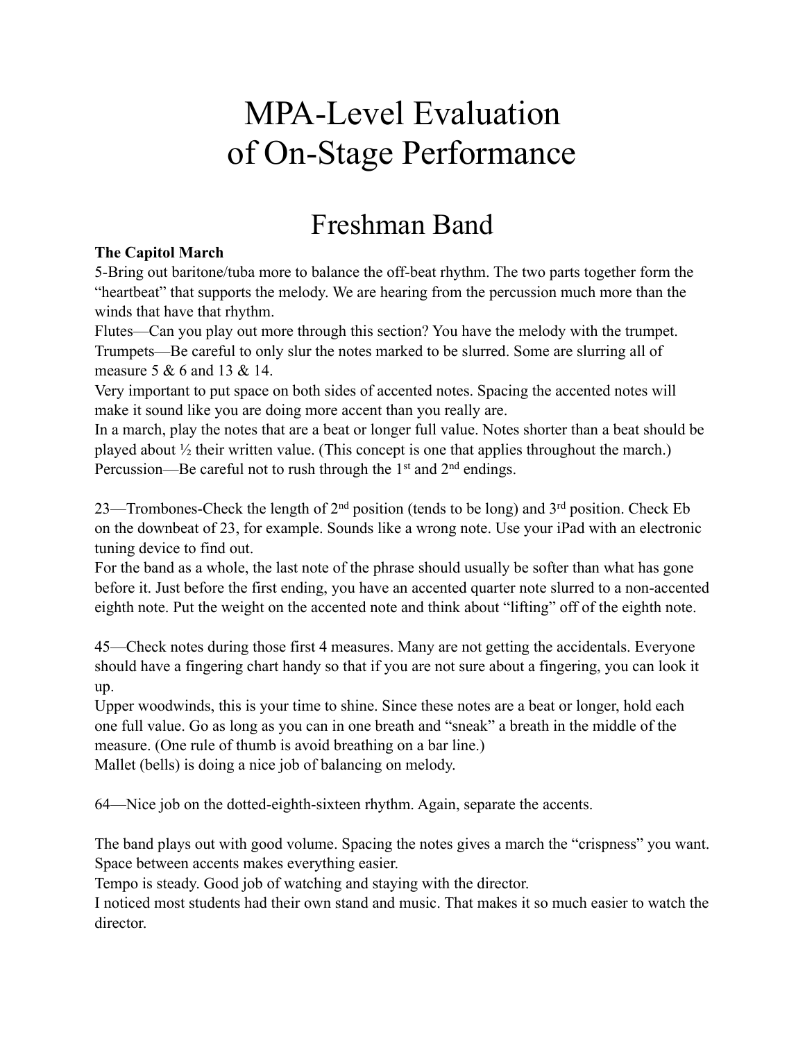# MPA-Level Evaluation of On-Stage Performance

## Freshman Band

**The Capitol March**

5-Bring out baritone/tuba more to balance the off-beat rhythm. The two parts together form the "heartbeat" that supports the melody. We are hearing from the percussion much more than the winds that have that rhythm.

Flutes—Can you play out more through this section? You have the melody with the trumpet.

Trumpets—Be careful to only slur the notes marked to be slurred. Some are slurring all of measure 5 & 6 and 13 & 14.

Very important to put space on both sides of accented notes. Spacing the accented notes will make it sound like you are doing more accent than you really are.

In a march, play the notes that are a beat or longer full value. Notes shorter than a beat should be played about ½ their written value. (This concept is one that applies throughout the march.)

Percussion—Be careful not to rush through the 1st and 2nd endings.

23—Trombones-Check the length of 2nd position (tends to be long) and 3rd position. Check Eb on the downbeat of 23, for example. Sounds like a wrong note. Use your iPad with an electronic tuning device to find out.

For the band as a whole, the last note of the phrase should usually be softer than what has gone before it. Just before the first ending, you have an accented quarter note slurred to a non-accented eighth note. Put the weight on the accented note and think about "lifting" off of the eighth note.

45—Check notes during those first 4 measures. Many are not getting the accidentals. Everyone should have a fingering chart handy so that if you are not sure about a fingering, you can look it up.

Upper woodwinds, this is your time to shine. Since these notes are a beat or longer, hold each one full value. Go as long as you can in one breath and "sneak" a breath in the middle of the measure. (One rule of thumb is avoid breathing on a bar line.)

Mallet (bells) is doing a nice job of balancing on melody.

64—Nice job on the dotted-eighth-sixteen rhythm. Again, separate the accents.

The band plays out with good volume. Spacing the notes gives a march the "crispness" you want. Space between accents makes everything easier.

Tempo is steady. Good job of watching and staying with the director.

I noticed most students had their own stand and music. That makes it so much easier to watch the director.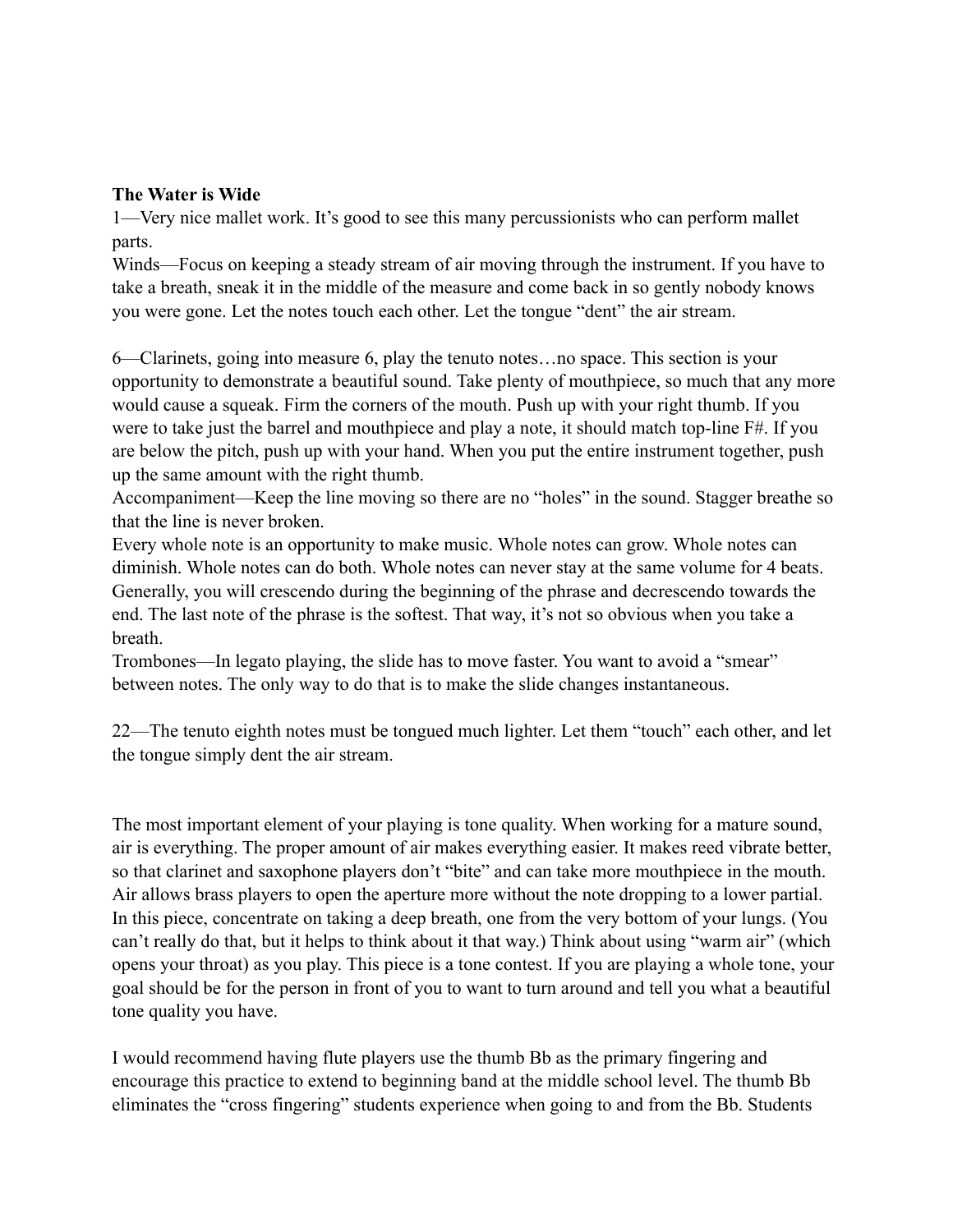**The Water is Wide**

1—Very nice mallet work. It's good to see this many percussionists who can perform mallet parts.

Winds—Focus on keeping a steady stream of air moving through the instrument. If you have to take a breath, sneak it in the middle of the measure and come back in so gently nobody knows you were gone. Let the notes touch each other. Let the tongue "dent" the air stream.

6—Clarinets, going into measure 6, play the tenuto notes…no space. This section is your opportunity to demonstrate a beautiful sound. Take plenty of mouthpiece, so much that any more would cause a squeak. Firm the corners of the mouth. Push up with your right thumb. If you were to take just the barrel and mouthpiece and play a note, it should match top-line F#. If you are below the pitch, push up with your hand. When you put the entire instrument together, push up the same amount with the right thumb.

Accompaniment—Keep the line moving so there are no "holes" in the sound. Stagger breathe so that the line is never broken.

Every whole note is an opportunity to make music. Whole notes can grow. Whole notes can diminish. Whole notes can do both. Whole notes can never stay at the same volume for 4 beats. Generally, you will crescendo during the beginning of the phrase and decrescendo towards the end. The last note of the phrase is the softest. That way, it's not so obvious when you take a breath.

Trombones—In legato playing, the slide has to move faster. You want to avoid a "smear" between notes. The only way to do that is to make the slide changes instantaneous.

22—The tenuto eighth notes must be tongued much lighter. Let them "touch" each other, and let the tongue simply dent the air stream.

The most important element of your playing is tone quality. When working for a mature sound, air is everything. The proper amount of air makes everything easier. It makes reed vibrate better, so that clarinet and saxophone players don't "bite" and can take more mouthpiece in the mouth. Air allows brass players to open the aperture more without the note dropping to a lower partial. In this piece, concentrate on taking a deep breath, one from the very bottom of your lungs. (You can't really do that, but it helps to think about it that way.) Think about using "warm air" (which opens your throat) as you play. This piece is a tone contest. If you are playing a whole tone, your goal should be for the person in front of you to want to turn around and tell you what a beautiful tone quality you have.

I would recommend having flute players use the thumb Bb as the primary fingering and encourage this practice to extend to beginning band at the middle school level. The thumb Bb eliminates the "cross fingering" students experience when going to and from the Bb. Students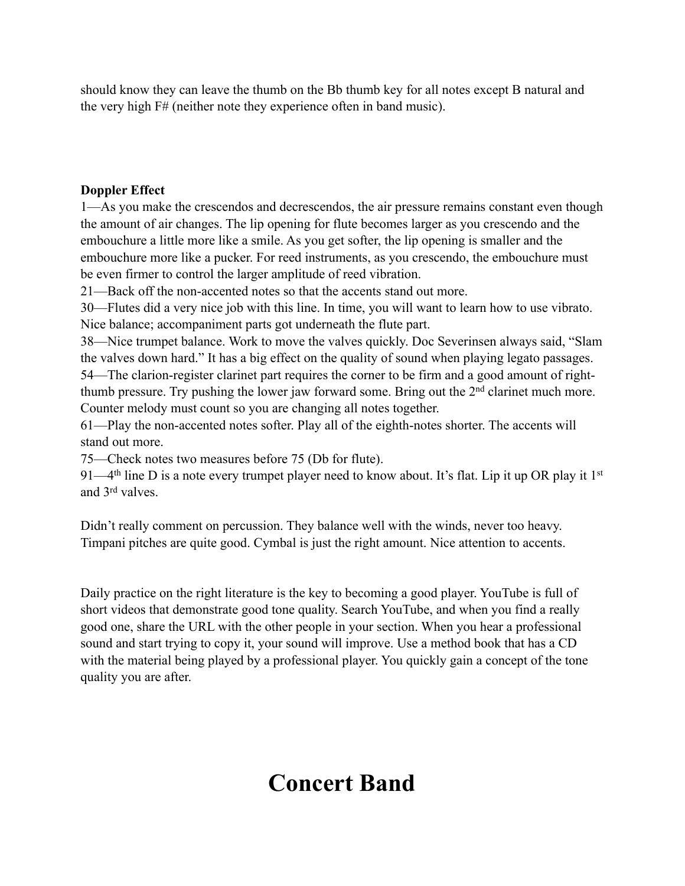should know they can leave the thumb on the Bb thumb key for all notes except B natural and the very high F# (neither note they experience often in band music).

**Doppler Effect**

1—As you make the crescendos and decrescendos, the air pressure remains constant even though the amount of air changes. The lip opening for flute becomes larger as you crescendo and the embouchure a little more like a smile. As you get softer, the lip opening is smaller and the embouchure more like a pucker. For reed instruments, as you crescendo, the embouchure must be even firmer to control the larger amplitude of reed vibration.

21—Back off the non-accented notes so that the accents stand out more.

30—Flutes did a very nice job with this line. In time, you will want to learn how to use vibrato. Nice balance; accompaniment parts got underneath the flute part.

38—Nice trumpet balance. Work to move the valves quickly. Doc Severinsen always said, "Slam the valves down hard." It has a big effect on the quality of sound when playing legato passages.

54—The clarion-register clarinet part requires the corner to be firm and a good amount of right-thumb pressure. Try pushing the lower jaw forward some. Bring out the 2nd clarinet much more. Counter melody must count so you are changing all notes together.

61—Play the non-accented notes softer. Play all of the eighth-notes shorter. The accents will stand out more.

75—Check notes two measures before 75 (Db for flute).

91—4th line D is a note every trumpet player need to know about. It's flat. Lip it up OR play it 1st and 3rd valves.

Didn't really comment on percussion. They balance well with the winds, never too heavy. Timpani pitches are quite good. Cymbal is just the right amount. Nice attention to accents.

Daily practice on the right literature is the key to becoming a good player. YouTube is full of short videos that demonstrate good tone quality. Search YouTube, and when you find a really good one, share the URL with the other people in your section. When you hear a professional sound and start trying to copy it, your sound will improve. Use a method book that has a CD with the material being played by a professional player. You quickly gain a concept of the tone quality you are after.

# Concert Band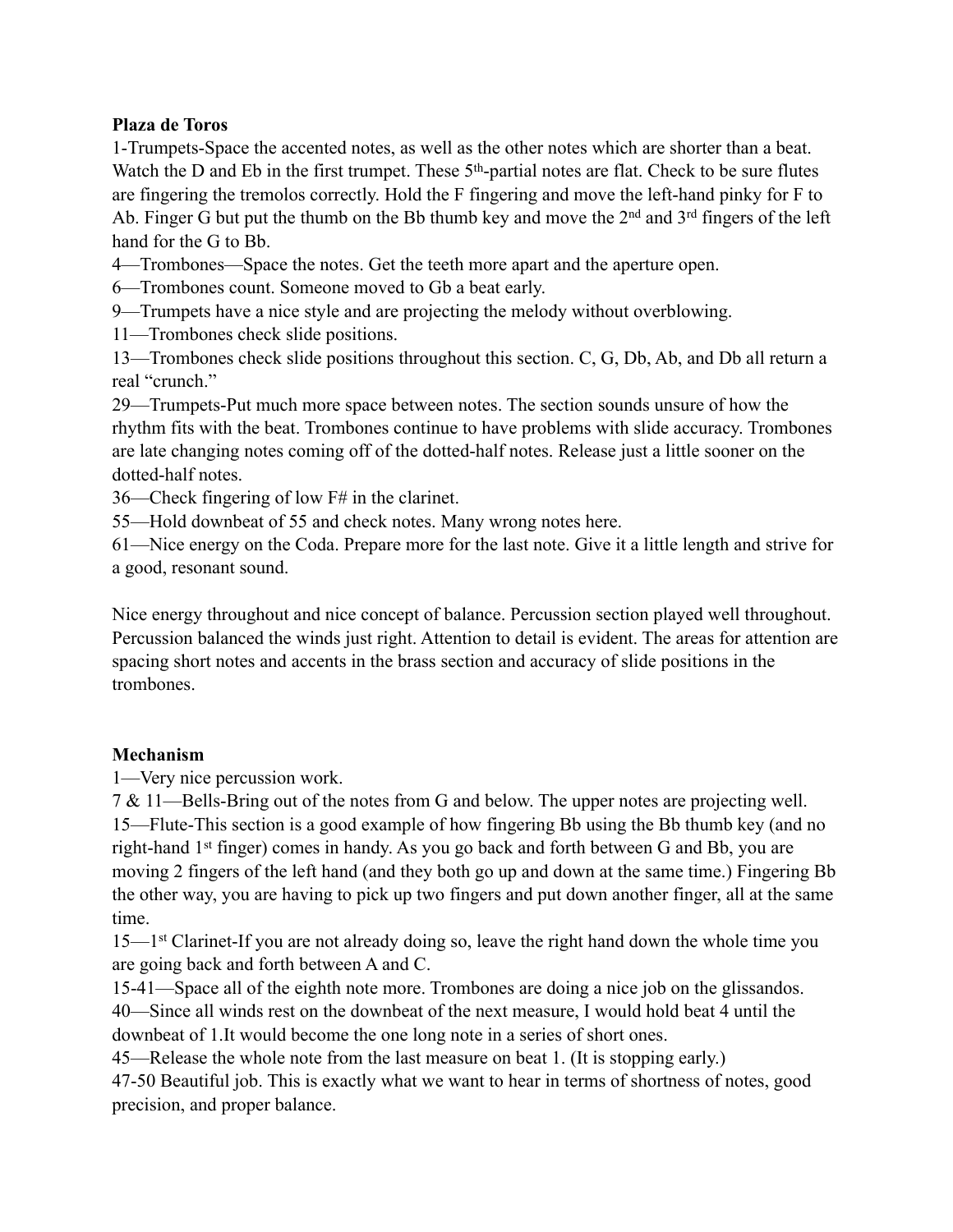**Plaza de Toros**

1-Trumpets-Space the accented notes, as well as the other notes which are shorter than a beat. Watch the D and Eb in the first trumpet. These 5$^{th}$-partial notes are flat. Check to be sure flutes are fingering the tremolos correctly. Hold the F fingering and move the left-hand pinky for F to Ab. Finger G but put the thumb on the Bb thumb key and move the 2$^{nd}$ and 3$^{rd}$ fingers of the left hand for the G to Bb.

4—Trombones—Space the notes. Get the teeth more apart and the aperture open.

6—Trombones count. Someone moved to Gb a beat early.

9—Trumpets have a nice style and are projecting the melody without overblowing.

11—Trombones check slide positions.

13—Trombones check slide positions throughout this section. C, G, Db, Ab, and Db all return a real "crunch."

29—Trumpets-Put much more space between notes. The section sounds unsure of how the rhythm fits with the beat. Trombones continue to have problems with slide accuracy. Trombones are late changing notes coming off of the dotted-half notes. Release just a little sooner on the dotted-half notes.

36—Check fingering of low F# in the clarinet.

55—Hold downbeat of 55 and check notes. Many wrong notes here.

61—Nice energy on the Coda. Prepare more for the last note. Give it a little length and strive for a good, resonant sound.

Nice energy throughout and nice concept of balance. Percussion section played well throughout. Percussion balanced the winds just right. Attention to detail is evident. The areas for attention are spacing short notes and accents in the brass section and accuracy of slide positions in the trombones.

**Mechanism**

1—Very nice percussion work.

7 & 11—Bells-Bring out of the notes from G and below. The upper notes are projecting well.

15—Flute-This section is a good example of how fingering Bb using the Bb thumb key (and no right-hand 1$^{st}$ finger) comes in handy. As you go back and forth between G and Bb, you are moving 2 fingers of the left hand (and they both go up and down at the same time.) Fingering Bb the other way, you are having to pick up two fingers and put down another finger, all at the same time.

15—1$^{st}$ Clarinet-If you are not already doing so, leave the right hand down the whole time you are going back and forth between A and C.

15-41—Space all of the eighth note more. Trombones are doing a nice job on the glissandos.

40—Since all winds rest on the downbeat of the next measure, I would hold beat 4 until the downbeat of 1.It would become the one long note in a series of short ones.

45—Release the whole note from the last measure on beat 1. (It is stopping early.)

47-50 Beautiful job. This is exactly what we want to hear in terms of shortness of notes, good precision, and proper balance.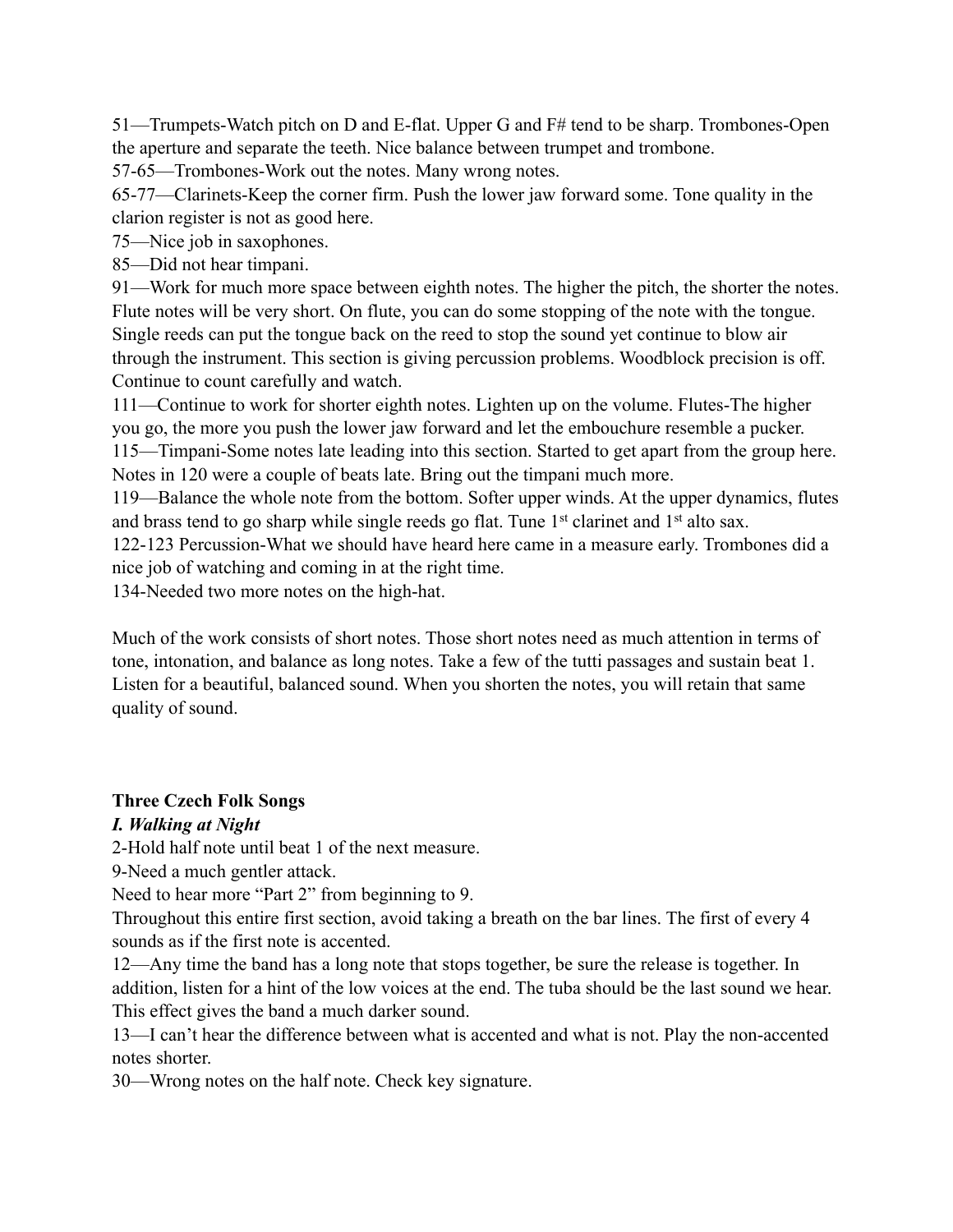51—Trumpets-Watch pitch on D and E-flat. Upper G and F# tend to be sharp. Trombones-Open the aperture and separate the teeth. Nice balance between trumpet and trombone.

57-65—Trombones-Work out the notes. Many wrong notes.

65-77—Clarinets-Keep the corner firm. Push the lower jaw forward some. Tone quality in the clarion register is not as good here.

75—Nice job in saxophones.

85—Did not hear timpani.

91—Work for much more space between eighth notes. The higher the pitch, the shorter the notes. Flute notes will be very short. On flute, you can do some stopping of the note with the tongue. Single reeds can put the tongue back on the reed to stop the sound yet continue to blow air through the instrument. This section is giving percussion problems. Woodblock precision is off. Continue to count carefully and watch.

111—Continue to work for shorter eighth notes. Lighten up on the volume. Flutes-The higher you go, the more you push the lower jaw forward and let the embouchure resemble a pucker.

115—Timpani-Some notes late leading into this section. Started to get apart from the group here. Notes in 120 were a couple of beats late. Bring out the timpani much more.

119—Balance the whole note from the bottom. Softer upper winds. At the upper dynamics, flutes and brass tend to go sharp while single reeds go flat. Tune 1st clarinet and 1st alto sax.

122-123 Percussion-What we should have heard here came in a measure early. Trombones did a nice job of watching and coming in at the right time.

134-Needed two more notes on the high-hat.

Much of the work consists of short notes. Those short notes need as much attention in terms of tone, intonation, and balance as long notes. Take a few of the tutti passages and sustain beat 1. Listen for a beautiful, balanced sound. When you shorten the notes, you will retain that same quality of sound.

**Three Czech Folk Songs**

***I. Walking at Night***

2-Hold half note until beat 1 of the next measure.

9-Need a much gentler attack.

Need to hear more "Part 2" from beginning to 9.

Throughout this entire first section, avoid taking a breath on the bar lines. The first of every 4 sounds as if the first note is accented.

12—Any time the band has a long note that stops together, be sure the release is together. In addition, listen for a hint of the low voices at the end. The tuba should be the last sound we hear. This effect gives the band a much darker sound.

13—I can't hear the difference between what is accented and what is not. Play the non-accented notes shorter.

30—Wrong notes on the half note. Check key signature.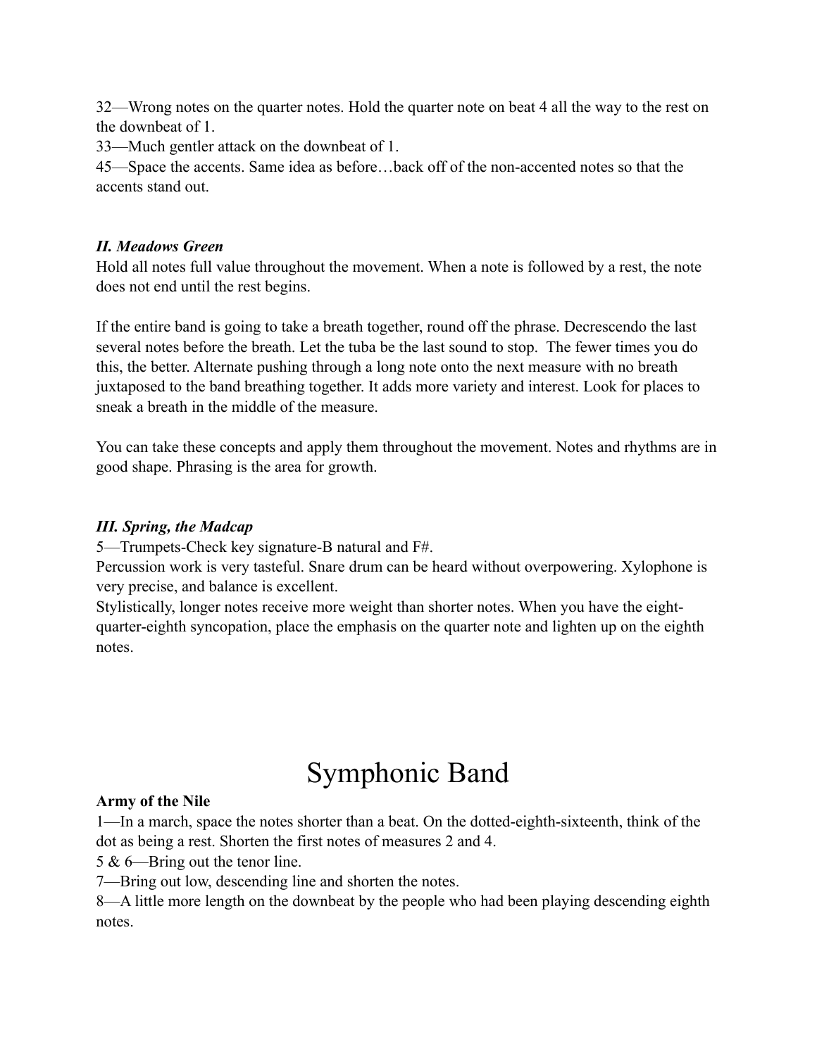32—Wrong notes on the quarter notes. Hold the quarter note on beat 4 all the way to the rest on the downbeat of 1.
33—Much gentler attack on the downbeat of 1.
45—Space the accents. Same idea as before…back off of the non-accented notes so that the accents stand out.

### *II. Meadows Green*

Hold all notes full value throughout the movement. When a note is followed by a rest, the note does not end until the rest begins.

If the entire band is going to take a breath together, round off the phrase. Decrescendo the last several notes before the breath. Let the tuba be the last sound to stop. The fewer times you do this, the better. Alternate pushing through a long note onto the next measure with no breath juxtaposed to the band breathing together. It adds more variety and interest. Look for places to sneak a breath in the middle of the measure.

You can take these concepts and apply them throughout the movement. Notes and rhythms are in good shape. Phrasing is the area for growth.

### *III. Spring, the Madcap*

5—Trumpets-Check key signature-B natural and F#.
Percussion work is very tasteful. Snare drum can be heard without overpowering. Xylophone is very precise, and balance is excellent.
Stylistically, longer notes receive more weight than shorter notes. When you have the eight-quarter-eighth syncopation, place the emphasis on the quarter note and lighten up on the eighth notes.

# Symphonic Band

**Army of the Nile**

1—In a march, space the notes shorter than a beat. On the dotted-eighth-sixteenth, think of the dot as being a rest. Shorten the first notes of measures 2 and 4.
5 & 6—Bring out the tenor line.
7—Bring out low, descending line and shorten the notes.
8—A little more length on the downbeat by the people who had been playing descending eighth notes.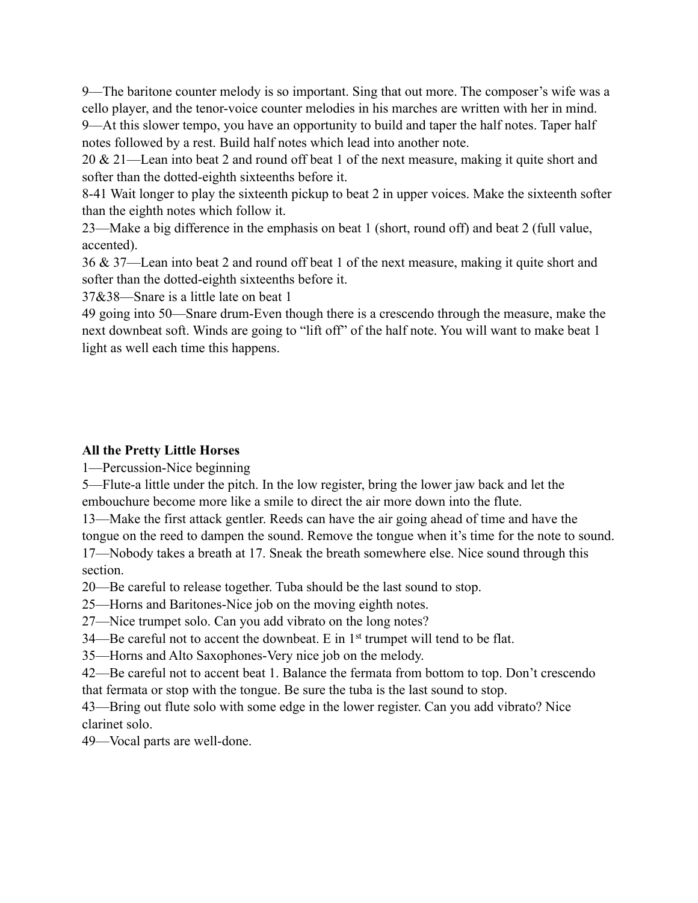9—The baritone counter melody is so important. Sing that out more. The composer's wife was a cello player, and the tenor-voice counter melodies in his marches are written with her in mind.
9—At this slower tempo, you have an opportunity to build and taper the half notes. Taper half notes followed by a rest. Build half notes which lead into another note.
20 & 21—Lean into beat 2 and round off beat 1 of the next measure, making it quite short and softer than the dotted-eighth sixteenths before it.
8-41 Wait longer to play the sixteenth pickup to beat 2 in upper voices. Make the sixteenth softer than the eighth notes which follow it.
23—Make a big difference in the emphasis on beat 1 (short, round off) and beat 2 (full value, accented).
36 & 37—Lean into beat 2 and round off beat 1 of the next measure, making it quite short and softer than the dotted-eighth sixteenths before it.
37&38—Snare is a little late on beat 1
49 going into 50—Snare drum-Even though there is a crescendo through the measure, make the next downbeat soft. Winds are going to "lift off" of the half note. You will want to make beat 1 light as well each time this happens.

**All the Pretty Little Horses**
1—Percussion-Nice beginning
5—Flute-a little under the pitch. In the low register, bring the lower jaw back and let the embouchure become more like a smile to direct the air more down into the flute.
13—Make the first attack gentler. Reeds can have the air going ahead of time and have the tongue on the reed to dampen the sound. Remove the tongue when it's time for the note to sound.
17—Nobody takes a breath at 17. Sneak the breath somewhere else. Nice sound through this section.
20—Be careful to release together. Tuba should be the last sound to stop.
25—Horns and Baritones-Nice job on the moving eighth notes.
27—Nice trumpet solo. Can you add vibrato on the long notes?
34—Be careful not to accent the downbeat. E in 1st trumpet will tend to be flat.
35—Horns and Alto Saxophones-Very nice job on the melody.
42—Be careful not to accent beat 1. Balance the fermata from bottom to top. Don't crescendo that fermata or stop with the tongue. Be sure the tuba is the last sound to stop.
43—Bring out flute solo with some edge in the lower register. Can you add vibrato? Nice clarinet solo.
49—Vocal parts are well-done.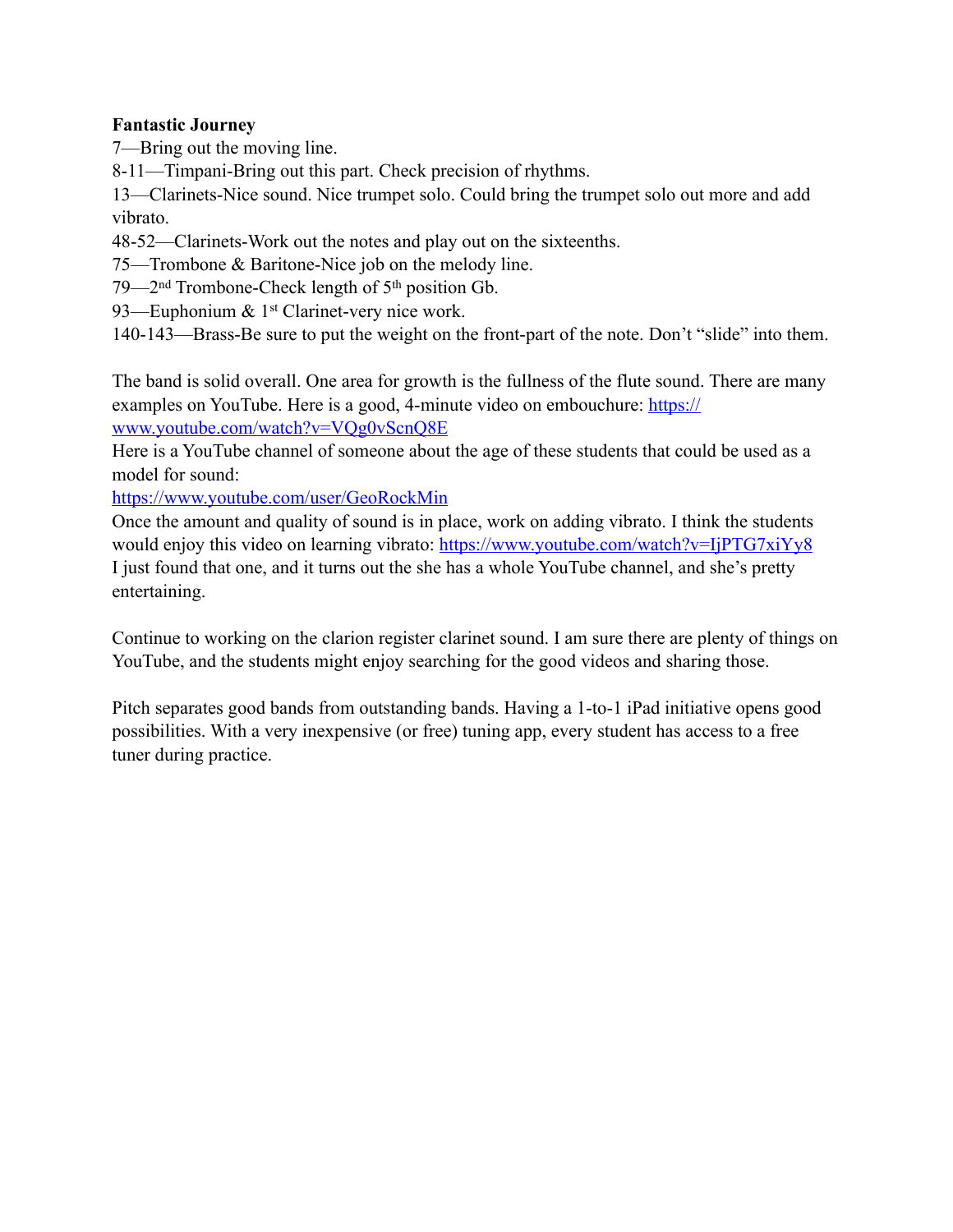**Fantastic Journey**

7—Bring out the moving line.

8-11—Timpani-Bring out this part. Check precision of rhythms.

13—Clarinets-Nice sound. Nice trumpet solo. Could bring the trumpet solo out more and add vibrato.

48-52—Clarinets-Work out the notes and play out on the sixteenths.

75—Trombone & Baritone-Nice job on the melody line.

79—2nd Trombone-Check length of 5th position Gb.

93—Euphonium & 1st Clarinet-very nice work.

140-143—Brass-Be sure to put the weight on the front-part of the note. Don't "slide" into them.

The band is solid overall. One area for growth is the fullness of the flute sound. There are many examples on YouTube. Here is a good, 4-minute video on embouchure: https://www.youtube.com/watch?v=VQg0vScnQ8E

Here is a YouTube channel of someone about the age of these students that could be used as a model for sound:

https://www.youtube.com/user/GeoRockMin

Once the amount and quality of sound is in place, work on adding vibrato. I think the students would enjoy this video on learning vibrato: https://www.youtube.com/watch?v=IjPTG7xiYy8

I just found that one, and it turns out the she has a whole YouTube channel, and she's pretty entertaining.

Continue to working on the clarion register clarinet sound. I am sure there are plenty of things on YouTube, and the students might enjoy searching for the good videos and sharing those.

Pitch separates good bands from outstanding bands. Having a 1-to-1 iPad initiative opens good possibilities. With a very inexpensive (or free) tuning app, every student has access to a free tuner during practice.